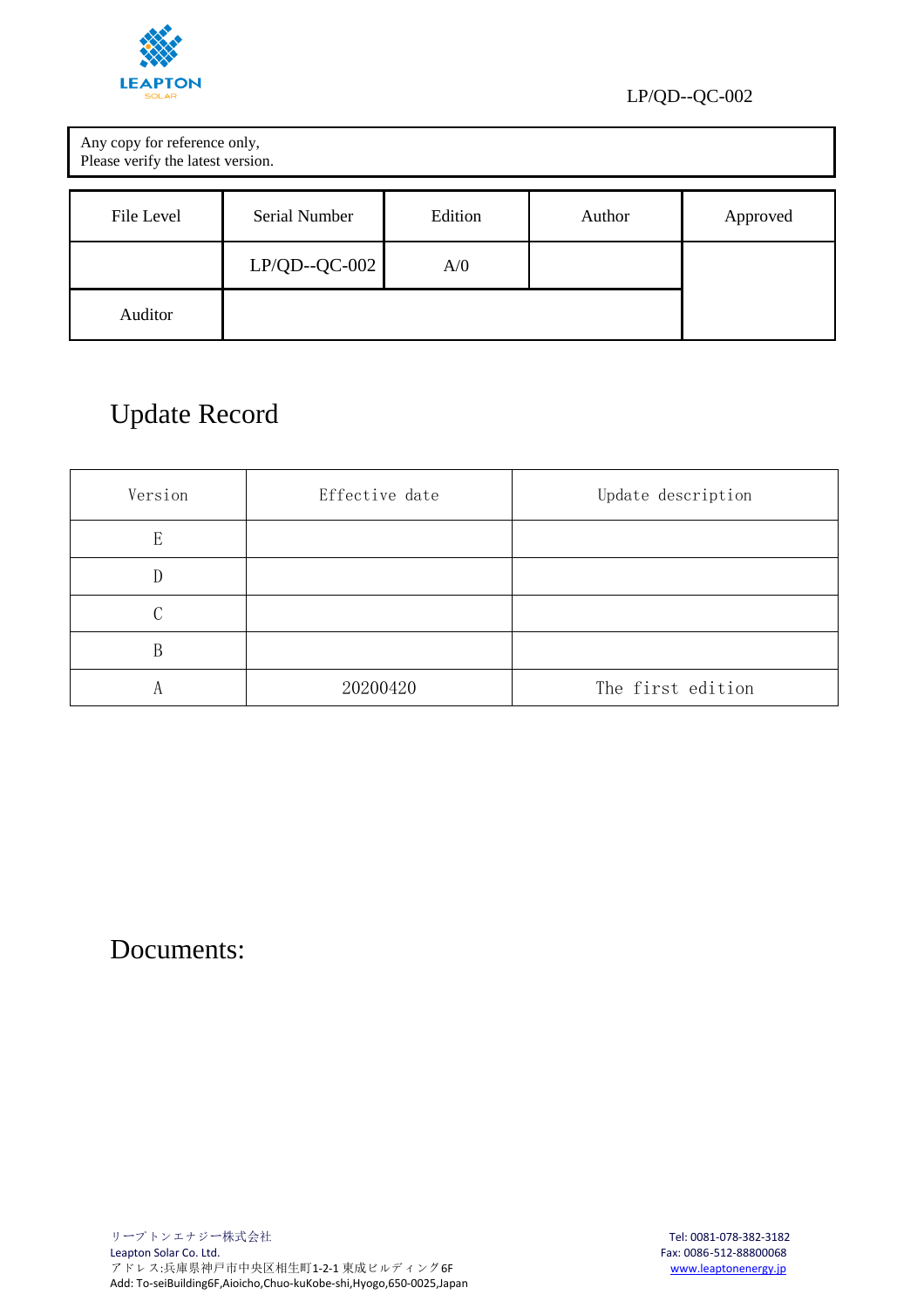LP/QD--QC-002

| Any copy for reference only,<br>Please verify the latest version. |
| --- |

| File Level | Serial Number | Edition | Author | Approved |
| --- | --- | --- | --- | --- |
| | LP/QD--QC-002 | A/0 | | |
| Auditor | | | | |

# Update Record

| Version | Effective date | Update description |
| --- | --- | --- |
| E | | |
| D | | |
| C | | |
| B | | |
| A | 20200420 | The first edition |

# Documents:

リープトンエナジー株式会社
Leapton Solar Co. Ltd.
アドレス:兵庫県神戸市中央区相生町1-2-1 東成ビルディング6F
Add: To-seiBuilding6F,Aioicho,Chuo-kuKobe-shi,Hyogo,650-0025,Japan

Tel: 0081-078-382-3182
Fax: 0086-512-88800068
www.leaptonenergy.jp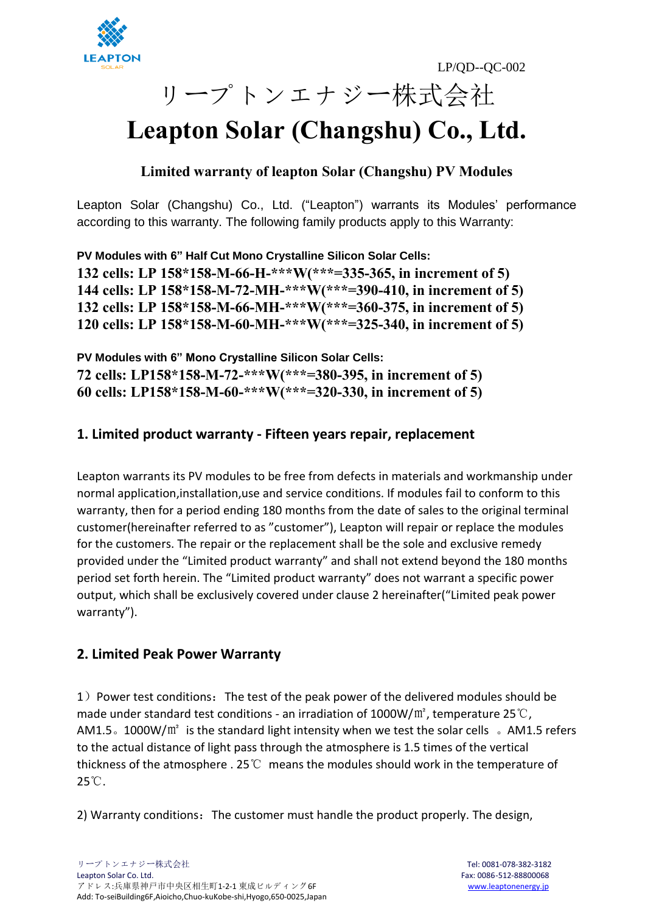LP/QD--QC-002

# リープトンエナジー株式会社

# Leapton Solar (Changshu) Co., Ltd.

### Limited warranty of leapton Solar (Changshu) PV Modules

Leapton Solar (Changshu) Co., Ltd. ("Leapton") warrants its Modules' performance according to this warranty. The following family products apply to this Warranty:

**PV Modules with 6" Half Cut Mono Crystalline Silicon Solar Cells:**

**132 cells: LP 158*158-M-66-H-***W(***=335-365, in increment of 5)**
**144 cells: LP 158*158-M-72-MH-***W(***=390-410, in increment of 5)**
**132 cells: LP 158*158-M-66-MH-***W(***=360-375, in increment of 5)**
**120 cells: LP 158*158-M-60-MH-***W(***=325-340, in increment of 5)**

**PV Modules with 6" Mono Crystalline Silicon Solar Cells:**

**72 cells: LP158*158-M-72-***W(***=380-395, in increment of 5)**
**60 cells: LP158*158-M-60-***W(***=320-330, in increment of 5)**

## 1. Limited product warranty - Fifteen years repair, replacement

Leapton warrants its PV modules to be free from defects in materials and workmanship under normal application,installation,use and service conditions. If modules fail to conform to this warranty, then for a period ending 180 months from the date of sales to the original terminal customer(hereinafter referred to as "customer"), Leapton will repair or replace the modules for the customers. The repair or the replacement shall be the sole and exclusive remedy provided under the "Limited product warranty" and shall not extend beyond the 180 months period set forth herein. The "Limited product warranty" does not warrant a specific power output, which shall be exclusively covered under clause 2 hereinafter("Limited peak power warranty").

## 2. Limited Peak Power Warranty

1）Power test conditions：The test of the peak power of the delivered modules should be made under standard test conditions - an irradiation of 1000W/㎡, temperature 25℃, AM1.5。1000W/㎡ is the standard light intensity when we test the solar cells 。AM1.5 refers to the actual distance of light pass through the atmosphere is 1.5 times of the vertical thickness of the atmosphere . 25℃ means the modules should work in the temperature of 25℃.

2) Warranty conditions：The customer must handle the product properly. The design,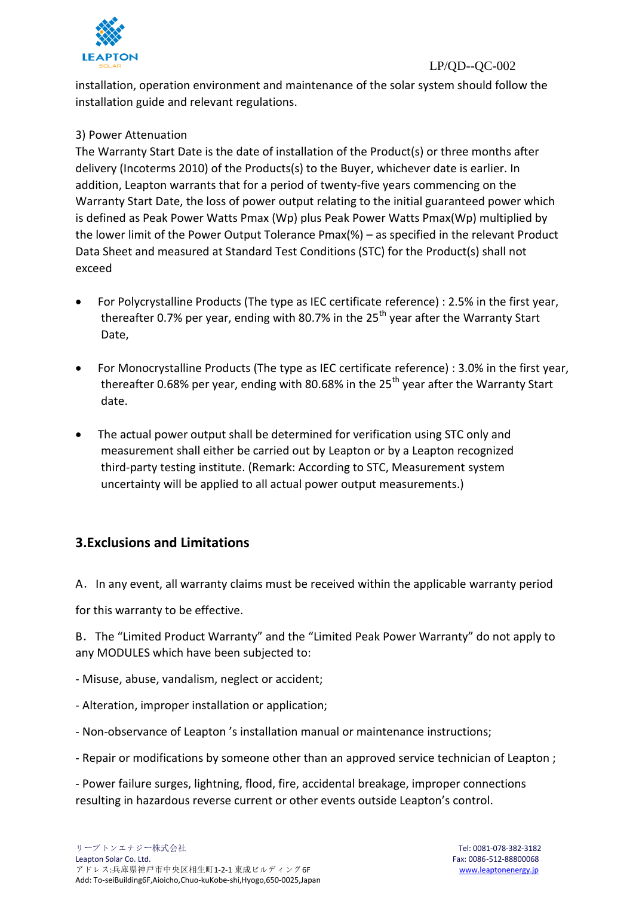installation, operation environment and maintenance of the solar system should follow the installation guide and relevant regulations.

3) Power Attenuation

The Warranty Start Date is the date of installation of the Product(s) or three months after delivery (Incoterms 2010) of the Products(s) to the Buyer, whichever date is earlier. In addition, Leapton warrants that for a period of twenty-five years commencing on the Warranty Start Date, the loss of power output relating to the initial guaranteed power which is defined as Peak Power Watts Pmax (Wp) plus Peak Power Watts Pmax(Wp) multiplied by the lower limit of the Power Output Tolerance Pmax(%) – as specified in the relevant Product Data Sheet and measured at Standard Test Conditions (STC) for the Product(s) shall not exceed

- For Polycrystalline Products (The type as IEC certificate reference) : 2.5% in the first year, thereafter 0.7% per year, ending with 80.7% in the 25th year after the Warranty Start Date,
- For Monocrystalline Products (The type as IEC certificate reference) : 3.0% in the first year, thereafter 0.68% per year, ending with 80.68% in the 25th year after the Warranty Start date.
- The actual power output shall be determined for verification using STC only and measurement shall either be carried out by Leapton or by a Leapton recognized third-party testing institute. (Remark: According to STC, Measurement system uncertainty will be applied to all actual power output measurements.)

## 3.Exclusions and Limitations

A．In any event, all warranty claims must be received within the applicable warranty period for this warranty to be effective.

B．The “Limited Product Warranty” and the “Limited Peak Power Warranty” do not apply to any MODULES which have been subjected to:

- Misuse, abuse, vandalism, neglect or accident;

- Alteration, improper installation or application;

- Non-observance of Leapton ’s installation manual or maintenance instructions;

- Repair or modifications by someone other than an approved service technician of Leapton ;

- Power failure surges, lightning, flood, fire, accidental breakage, improper connections resulting in hazardous reverse current or other events outside Leapton’s control.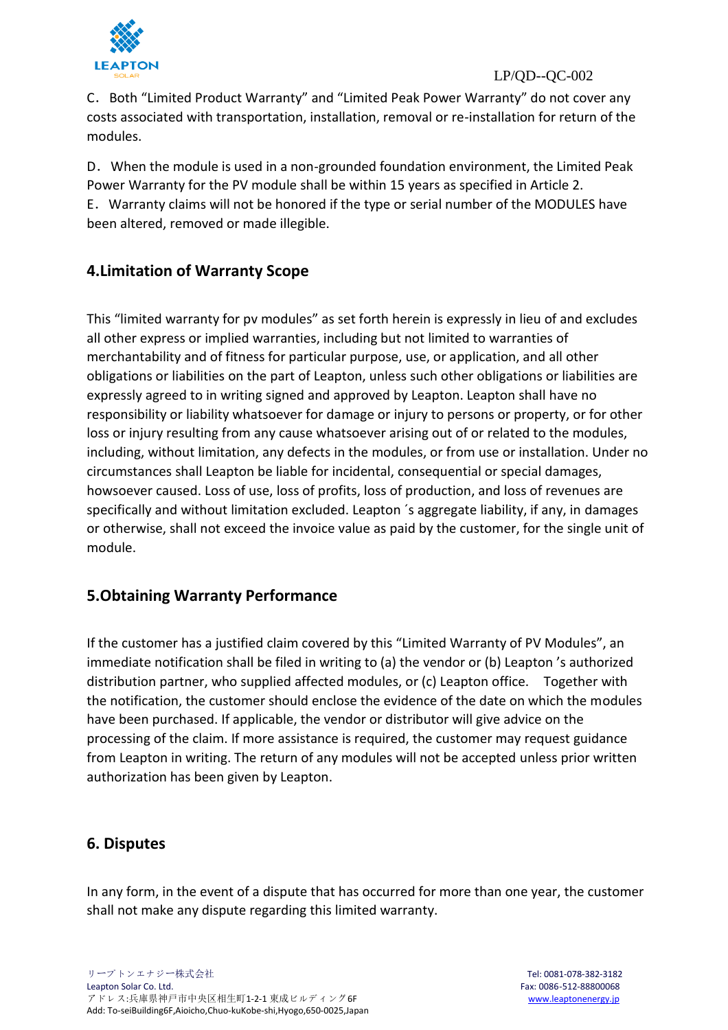C．Both “Limited Product Warranty” and “Limited Peak Power Warranty” do not cover any costs associated with transportation, installation, removal or re-installation for return of the modules.

D．When the module is used in a non-grounded foundation environment, the Limited Peak Power Warranty for the PV module shall be within 15 years as specified in Article 2.

E．Warranty claims will not be honored if the type or serial number of the MODULES have been altered, removed or made illegible.

## 4.Limitation of Warranty Scope

This “limited warranty for pv modules” as set forth herein is expressly in lieu of and excludes all other express or implied warranties, including but not limited to warranties of merchantability and of fitness for particular purpose, use, or application, and all other obligations or liabilities on the part of Leapton, unless such other obligations or liabilities are expressly agreed to in writing signed and approved by Leapton. Leapton shall have no responsibility or liability whatsoever for damage or injury to persons or property, or for other loss or injury resulting from any cause whatsoever arising out of or related to the modules, including, without limitation, any defects in the modules, or from use or installation. Under no circumstances shall Leapton be liable for incidental, consequential or special damages, howsoever caused. Loss of use, loss of profits, loss of production, and loss of revenues are specifically and without limitation excluded. Leapton´s aggregate liability, if any, in damages or otherwise, shall not exceed the invoice value as paid by the customer, for the single unit of module.

## 5.Obtaining Warranty Performance

If the customer has a justified claim covered by this “Limited Warranty of PV Modules”, an immediate notification shall be filed in writing to (a) the vendor or (b) Leapton ’s authorized distribution partner, who supplied affected modules, or (c) Leapton office.  Together with the notification, the customer should enclose the evidence of the date on which the modules have been purchased. If applicable, the vendor or distributor will give advice on the processing of the claim. If more assistance is required, the customer may request guidance from Leapton in writing. The return of any modules will not be accepted unless prior written authorization has been given by Leapton.

## 6. Disputes

In any form, in the event of a dispute that has occurred for more than one year, the customer shall not make any dispute regarding this limited warranty.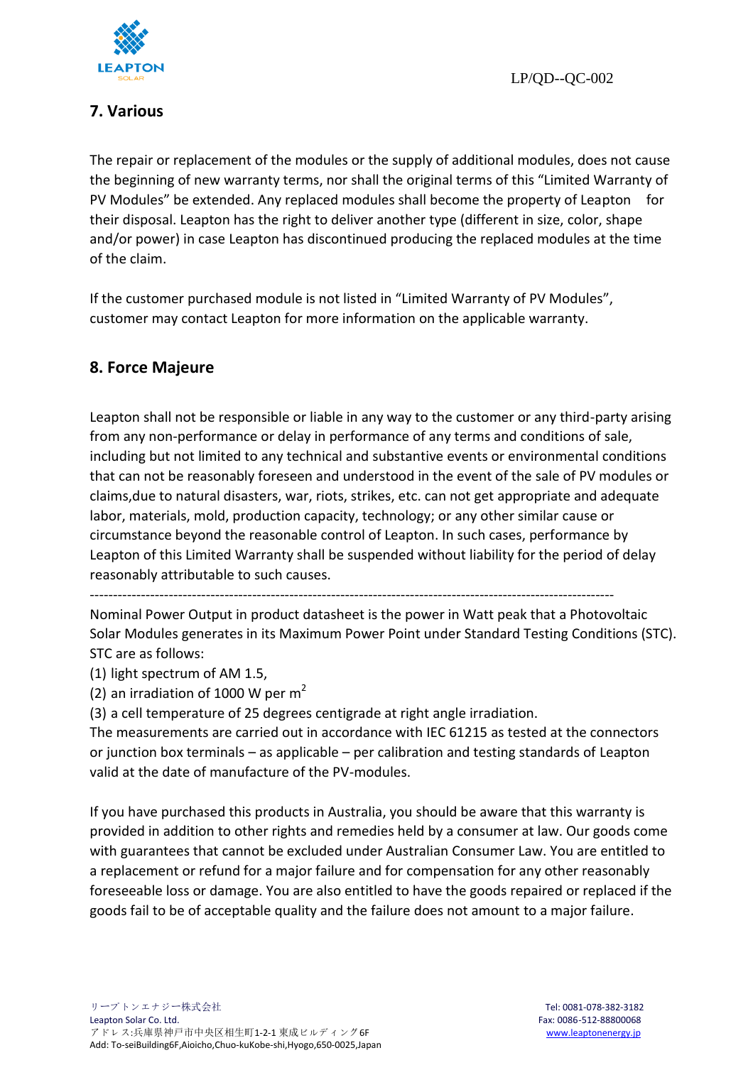## 7. Various

The repair or replacement of the modules or the supply of additional modules, does not cause the beginning of new warranty terms, nor shall the original terms of this "Limited Warranty of PV Modules" be extended. Any replaced modules shall become the property of Leapton for their disposal. Leapton has the right to deliver another type (different in size, color, shape and/or power) in case Leapton has discontinued producing the replaced modules at the time of the claim.

If the customer purchased module is not listed in "Limited Warranty of PV Modules", customer may contact Leapton for more information on the applicable warranty.

## 8. Force Majeure

Leapton shall not be responsible or liable in any way to the customer or any third-party arising from any non-performance or delay in performance of any terms and conditions of sale, including but not limited to any technical and substantive events or environmental conditions that can not be reasonably foreseen and understood in the event of the sale of PV modules or claims,due to natural disasters, war, riots, strikes, etc. can not get appropriate and adequate labor, materials, mold, production capacity, technology; or any other similar cause or circumstance beyond the reasonable control of Leapton. In such cases, performance by Leapton of this Limited Warranty shall be suspended without liability for the period of delay reasonably attributable to such causes.

---

Nominal Power Output in product datasheet is the power in Watt peak that a Photovoltaic Solar Modules generates in its Maximum Power Point under Standard Testing Conditions (STC). STC are as follows:

(1) light spectrum of AM 1.5,

(2) an irradiation of 1000 W per $m^2$

(3) a cell temperature of 25 degrees centigrade at right angle irradiation.

The measurements are carried out in accordance with IEC 61215 as tested at the connectors or junction box terminals – as applicable – per calibration and testing standards of Leapton valid at the date of manufacture of the PV-modules.

If you have purchased this products in Australia, you should be aware that this warranty is provided in addition to other rights and remedies held by a consumer at law. Our goods come with guarantees that cannot be excluded under Australian Consumer Law. You are entitled to a replacement or refund for a major failure and for compensation for any other reasonably foreseeable loss or damage. You are also entitled to have the goods repaired or replaced if the goods fail to be of acceptable quality and the failure does not amount to a major failure.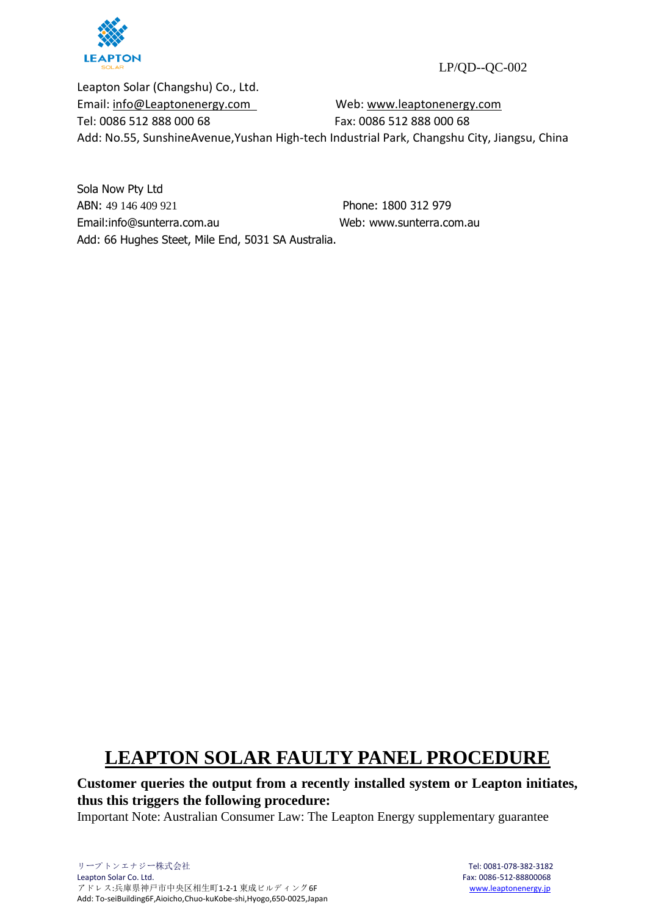LP/QD--QC-002

Leapton Solar (Changshu) Co., Ltd.
Email: info@Leaptonenergy.com Web: www.leaptonenergy.com
Tel: 0086 512 888 000 68 Fax: 0086 512 888 000 68
Add: No.55, SunshineAvenue,Yushan High-tech Industrial Park, Changshu City, Jiangsu, China

Sola Now Pty Ltd
ABN: 49 146 409 921 Phone: 1800 312 979
Email:info@sunterra.com.au Web: www.sunterra.com.au
Add: 66 Hughes Steet, Mile End, 5031 SA Australia.

# LEAPTON SOLAR FAULTY PANEL PROCEDURE

**Customer queries the output from a recently installed system or Leapton initiates, thus this triggers the following procedure:**

Important Note: Australian Consumer Law: The Leapton Energy supplementary guarantee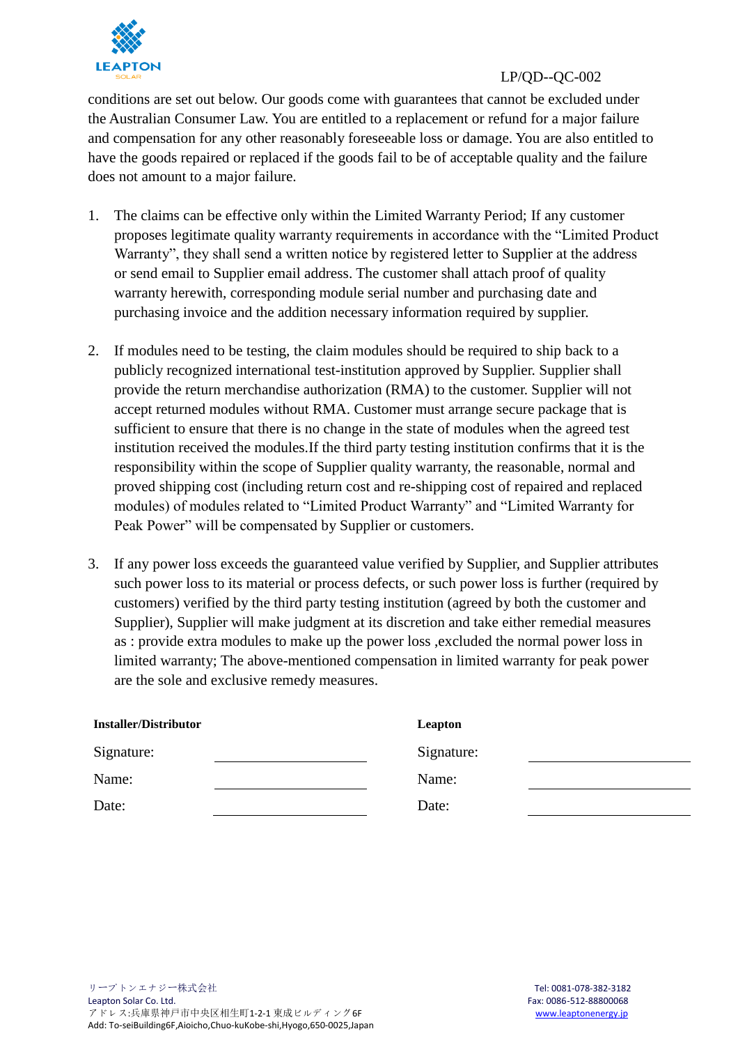conditions are set out below. Our goods come with guarantees that cannot be excluded under the Australian Consumer Law. You are entitled to a replacement or refund for a major failure and compensation for any other reasonably foreseeable loss or damage. You are also entitled to have the goods repaired or replaced if the goods fail to be of acceptable quality and the failure does not amount to a major failure.

1. The claims can be effective only within the Limited Warranty Period; If any customer proposes legitimate quality warranty requirements in accordance with the "Limited Product Warranty", they shall send a written notice by registered letter to Supplier at the address or send email to Supplier email address. The customer shall attach proof of quality warranty herewith, corresponding module serial number and purchasing date and purchasing invoice and the addition necessary information required by supplier.

2. If modules need to be testing, the claim modules should be required to ship back to a publicly recognized international test-institution approved by Supplier. Supplier shall provide the return merchandise authorization (RMA) to the customer. Supplier will not accept returned modules without RMA. Customer must arrange secure package that is sufficient to ensure that there is no change in the state of modules when the agreed test institution received the modules.If the third party testing institution confirms that it is the responsibility within the scope of Supplier quality warranty, the reasonable, normal and proved shipping cost (including return cost and re-shipping cost of repaired and replaced modules) of modules related to "Limited Product Warranty" and "Limited Warranty for Peak Power" will be compensated by Supplier or customers.

3. If any power loss exceeds the guaranteed value verified by Supplier, and Supplier attributes such power loss to its material or process defects, or such power loss is further (required by customers) verified by the third party testing institution (agreed by both the customer and Supplier), Supplier will make judgment at its discretion and take either remedial measures as : provide extra modules to make up the power loss ,excluded the normal power loss in limited warranty; The above-mentioned compensation in limited warranty for peak power are the sole and exclusive remedy measures.

| **Installer/Distributor** | | **Leapton** | |
|---|---|---|---|
| Signature: | | Signature: | |
| Name: | | Name: | |
| Date: | | Date: | |